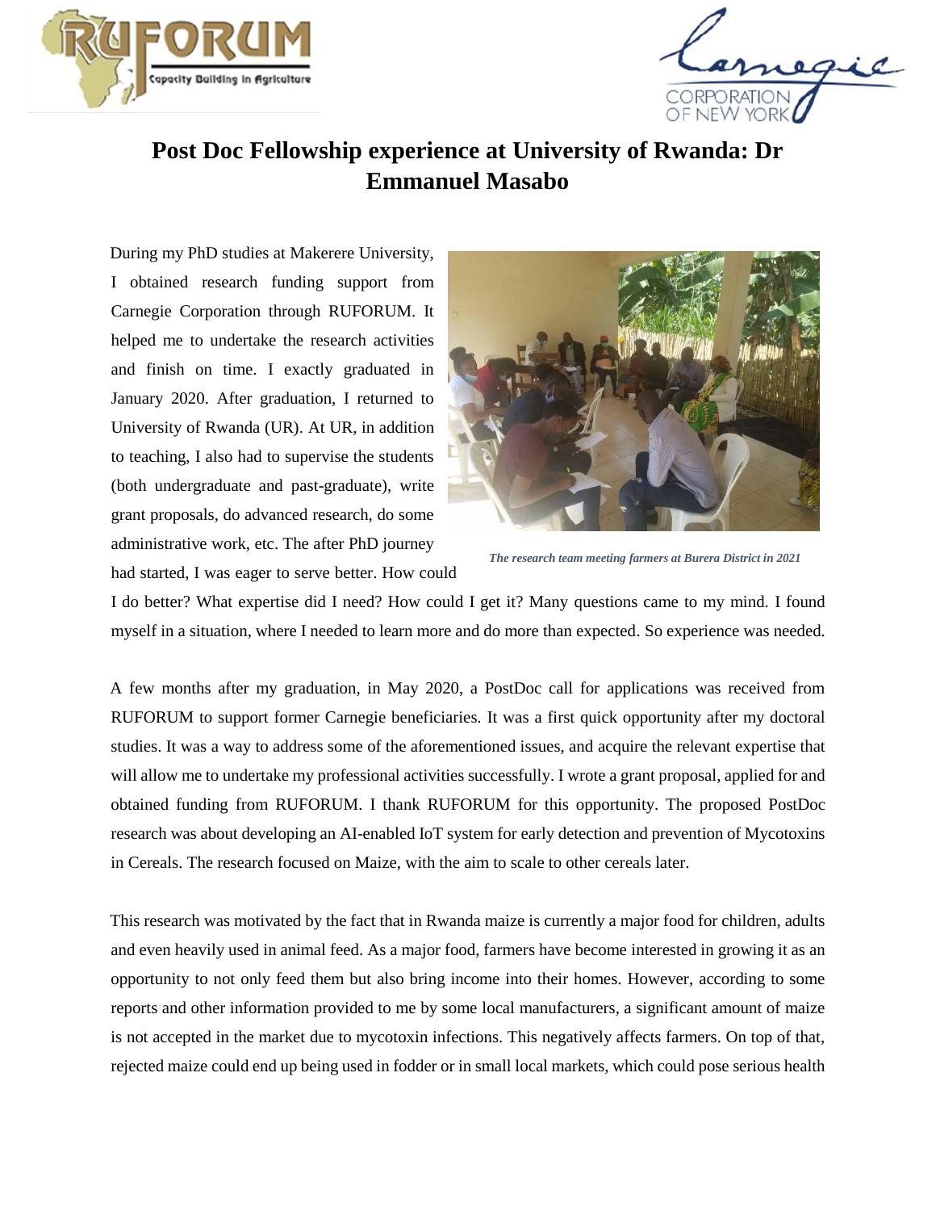# Post Doc Fellowship experience at University of Rwanda: Dr Emmanuel Masabo

During my PhD studies at Makerere University, I obtained research funding support from Carnegie Corporation through RUFORUM. It helped me to undertake the research activities and finish on time. I exactly graduated in January 2020. After graduation, I returned to University of Rwanda (UR). At UR, in addition to teaching, I also had to supervise the students (both undergraduate and past-graduate), write grant proposals, do advanced research, do some administrative work, etc. The after PhD journey had started, I was eager to serve better. How could I do better? What expertise did I need? How could I get it? Many questions came to my mind. I found myself in a situation, where I needed to learn more and do more than expected. So experience was needed.

*The research team meeting farmers at Burera District in 2021*

A few months after my graduation, in May 2020, a PostDoc call for applications was received from RUFORUM to support former Carnegie beneficiaries. It was a first quick opportunity after my doctoral studies. It was a way to address some of the aforementioned issues, and acquire the relevant expertise that will allow me to undertake my professional activities successfully. I wrote a grant proposal, applied for and obtained funding from RUFORUM. I thank RUFORUM for this opportunity. The proposed PostDoc research was about developing an AI-enabled IoT system for early detection and prevention of Mycotoxins in Cereals. The research focused on Maize, with the aim to scale to other cereals later.

This research was motivated by the fact that in Rwanda maize is currently a major food for children, adults and even heavily used in animal feed. As a major food, farmers have become interested in growing it as an opportunity to not only feed them but also bring income into their homes. However, according to some reports and other information provided to me by some local manufacturers, a significant amount of maize is not accepted in the market due to mycotoxin infections. This negatively affects farmers. On top of that, rejected maize could end up being used in fodder or in small local markets, which could pose serious health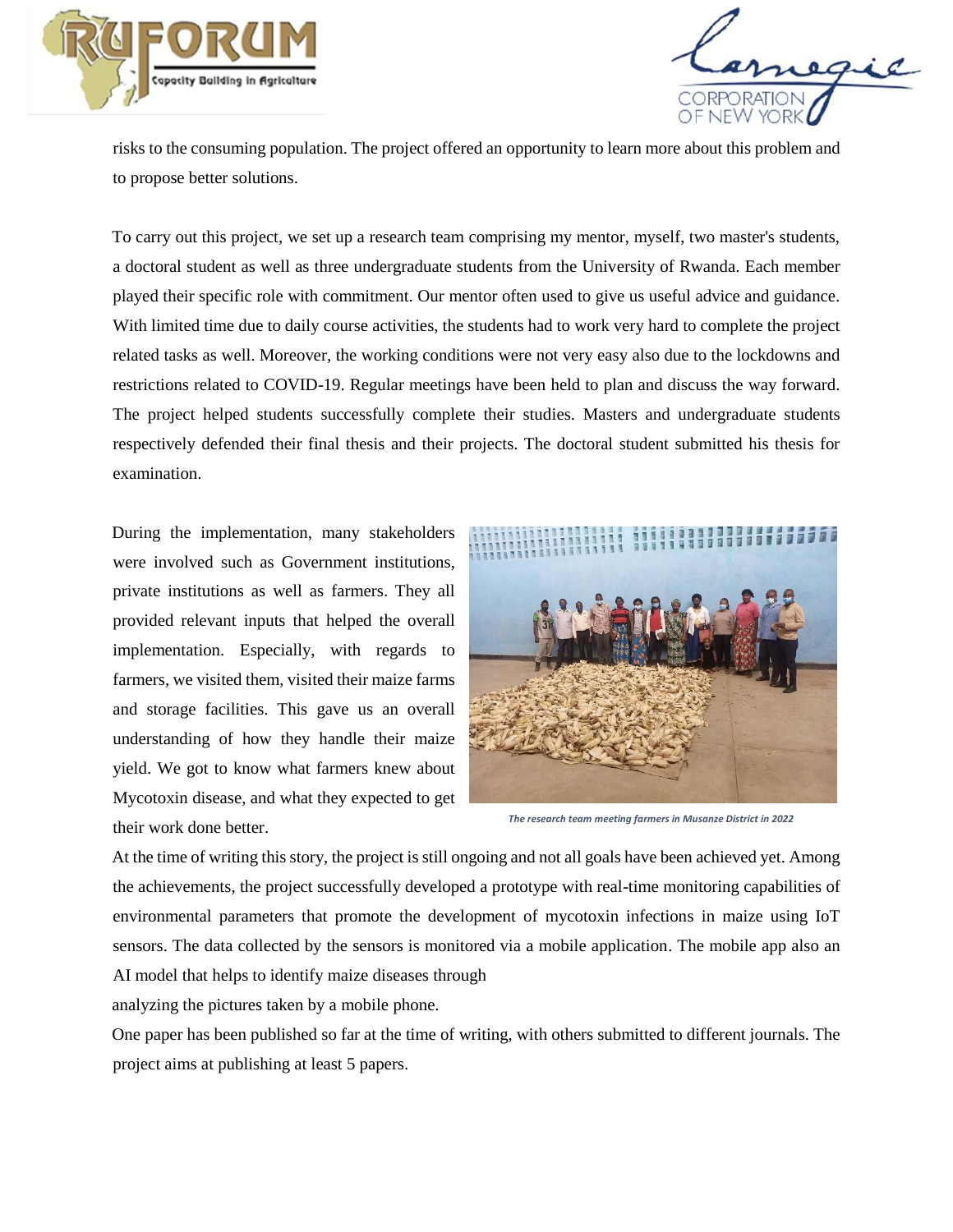risks to the consuming population. The project offered an opportunity to learn more about this problem and to propose better solutions.

To carry out this project, we set up a research team comprising my mentor, myself, two master's students, a doctoral student as well as three undergraduate students from the University of Rwanda. Each member played their specific role with commitment. Our mentor often used to give us useful advice and guidance. With limited time due to daily course activities, the students had to work very hard to complete the project related tasks as well. Moreover, the working conditions were not very easy also due to the lockdowns and restrictions related to COVID-19. Regular meetings have been held to plan and discuss the way forward. The project helped students successfully complete their studies. Masters and undergraduate students respectively defended their final thesis and their projects. The doctoral student submitted his thesis for examination.

During the implementation, many stakeholders were involved such as Government institutions, private institutions as well as farmers. They all provided relevant inputs that helped the overall implementation. Especially, with regards to farmers, we visited them, visited their maize farms and storage facilities. This gave us an overall understanding of how they handle their maize yield. We got to know what farmers knew about Mycotoxin disease, and what they expected to get their work done better.

*The research team meeting farmers in Musanze District in 2022*

At the time of writing this story, the project is still ongoing and not all goals have been achieved yet. Among the achievements, the project successfully developed a prototype with real-time monitoring capabilities of environmental parameters that promote the development of mycotoxin infections in maize using IoT sensors. The data collected by the sensors is monitored via a mobile application. The mobile app also an AI model that helps to identify maize diseases through analyzing the pictures taken by a mobile phone.

One paper has been published so far at the time of writing, with others submitted to different journals. The project aims at publishing at least 5 papers.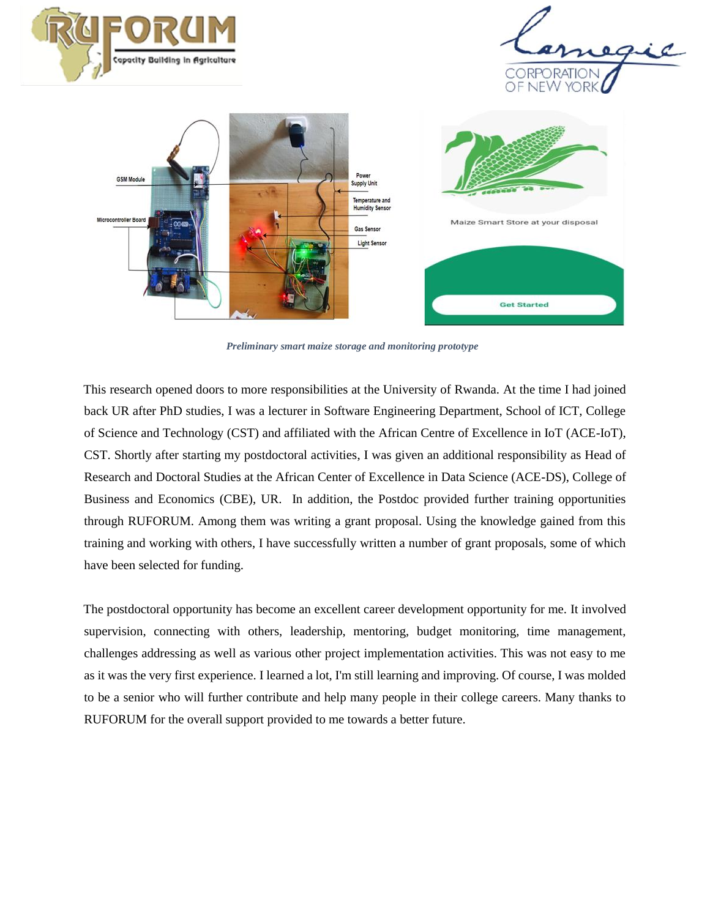*Preliminary smart maize storage and monitoring prototype*

This research opened doors to more responsibilities at the University of Rwanda. At the time I had joined back UR after PhD studies, I was a lecturer in Software Engineering Department, School of ICT, College of Science and Technology (CST) and affiliated with the African Centre of Excellence in IoT (ACE-IoT), CST. Shortly after starting my postdoctoral activities, I was given an additional responsibility as Head of Research and Doctoral Studies at the African Center of Excellence in Data Science (ACE-DS), College of Business and Economics (CBE), UR. In addition, the Postdoc provided further training opportunities through RUFORUM. Among them was writing a grant proposal. Using the knowledge gained from this training and working with others, I have successfully written a number of grant proposals, some of which have been selected for funding.

The postdoctoral opportunity has become an excellent career development opportunity for me. It involved supervision, connecting with others, leadership, mentoring, budget monitoring, time management, challenges addressing as well as various other project implementation activities. This was not easy to me as it was the very first experience. I learned a lot, I'm still learning and improving. Of course, I was molded to be a senior who will further contribute and help many people in their college careers. Many thanks to RUFORUM for the overall support provided to me towards a better future.